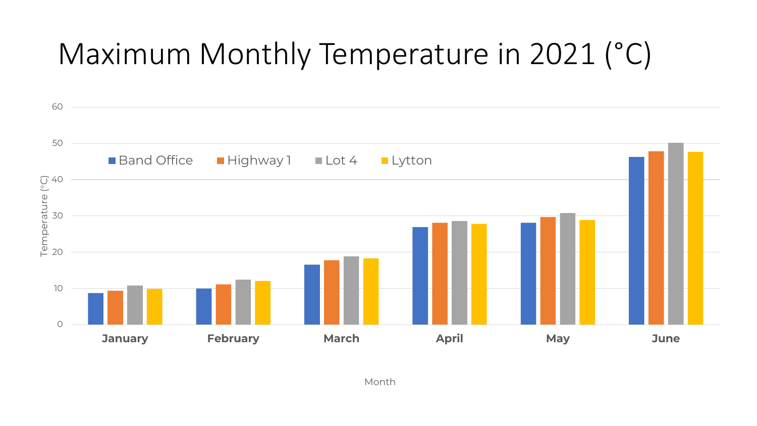# Maximum Monthly Temperature in 2021 (°C)

Legend: Band Office, Highway 1, Lot 4, Lytton

Y-axis: Temperature (°C) — 0, 10, 20, 30, 40, 50, 60

X-axis: Month — January, February, March, April, May, June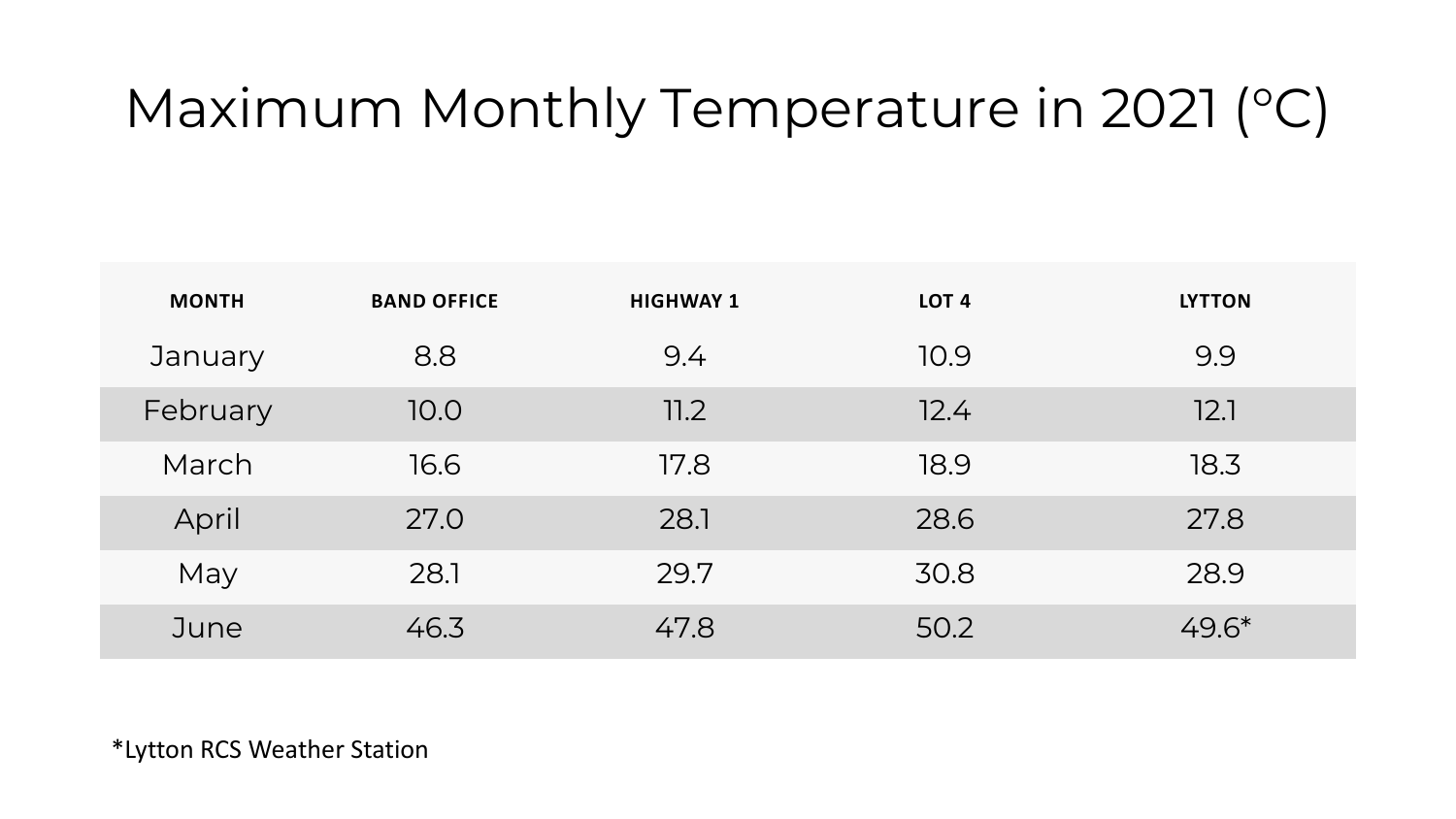# Maximum Monthly Temperature in 2021 (°C)

| MONTH | BAND OFFICE | HIGHWAY 1 | LOT 4 | LYTTON |
|---|---|---|---|---|
| January | 8.8 | 9.4 | 10.9 | 9.9 |
| February | 10.0 | 11.2 | 12.4 | 12.1 |
| March | 16.6 | 17.8 | 18.9 | 18.3 |
| April | 27.0 | 28.1 | 28.6 | 27.8 |
| May | 28.1 | 29.7 | 30.8 | 28.9 |
| June | 46.3 | 47.8 | 50.2 | 49.6* |

*Lytton RCS Weather Station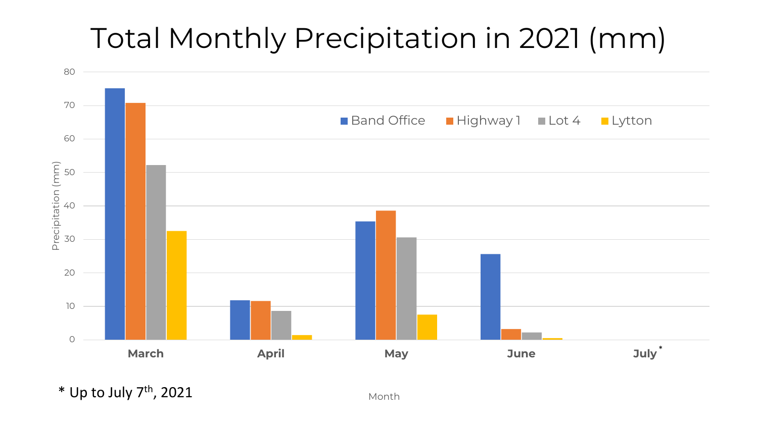# Total Monthly Precipitation in 2021 (mm)

| Month | Band Office | Highway 1 | Lot 4 | Lytton |
|---|---|---|---|---|
| March | 75 | 71 | 52 | 32.5 |
| April | 12 | 11.5 | 8.5 | 1.5 |
| May | 35.5 | 38.5 | 30.5 | 7.5 |
| June | 25.5 | 3 | 2 | 0.5 |
| July* | | | | |

\* Up to July 7th, 2021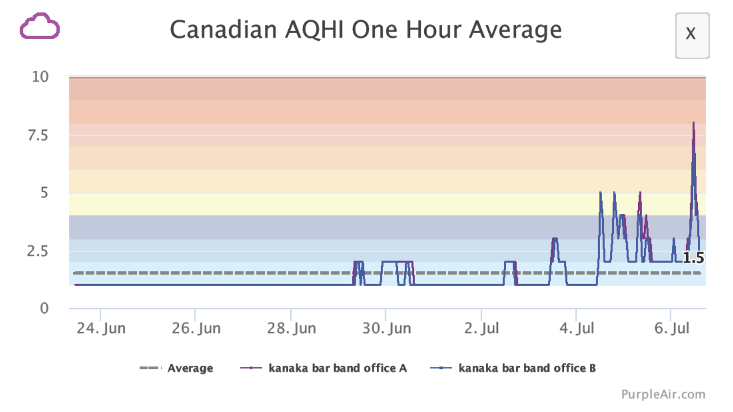# Canadian AQHI One Hour Average

10

7.5

5

2.5

0

24. Jun | 26. Jun | 28. Jun | 30. Jun | 2. Jul | 4. Jul | 6. Jul

1.5

Average | kanaka bar band office A | kanaka bar band office B

PurpleAir.com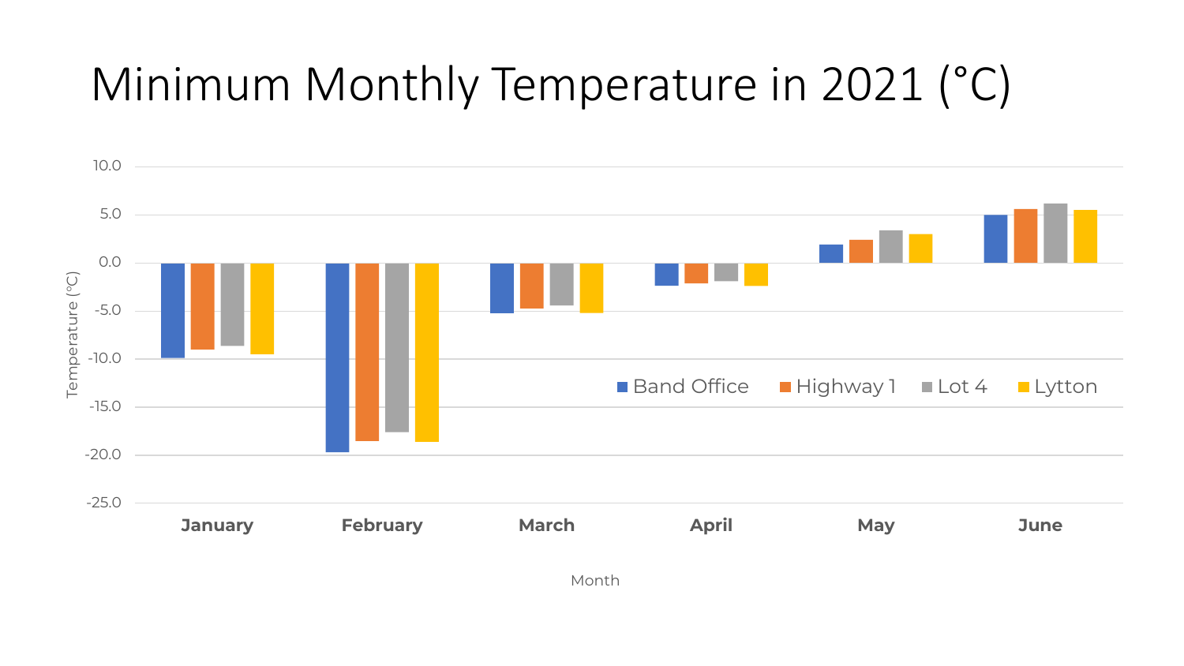# Minimum Monthly Temperature in 2021 (°C)

Temperature (°C)

10.0
5.0
0.0
-5.0
-10.0
-15.0
-20.0
-25.0

Band Office | Highway 1 | Lot 4 | Lytton

January | February | March | April | May | June

Month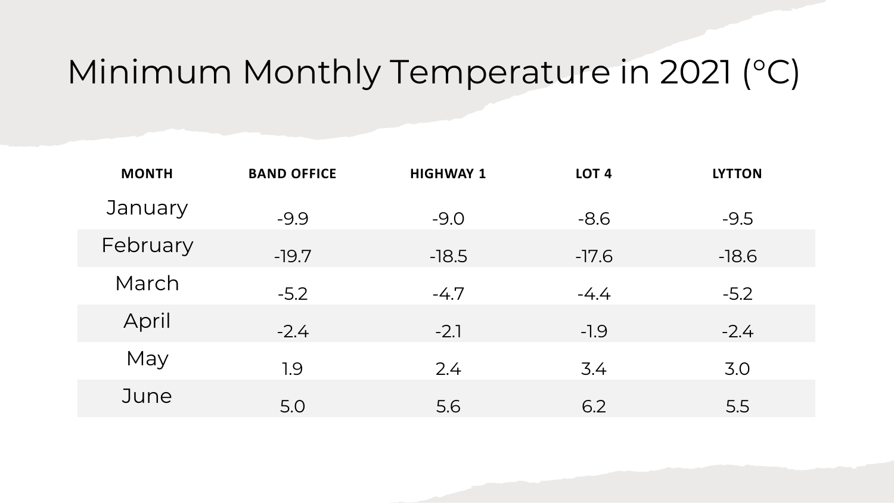# Minimum Monthly Temperature in 2021 (°C)

| MONTH | BAND OFFICE | HIGHWAY 1 | LOT 4 | LYTTON |
|---|---|---|---|---|
| January | -9.9 | -9.0 | -8.6 | -9.5 |
| February | -19.7 | -18.5 | -17.6 | -18.6 |
| March | -5.2 | -4.7 | -4.4 | -5.2 |
| April | -2.4 | -2.1 | -1.9 | -2.4 |
| May | 1.9 | 2.4 | 3.4 | 3.0 |
| June | 5.0 | 5.6 | 6.2 | 5.5 |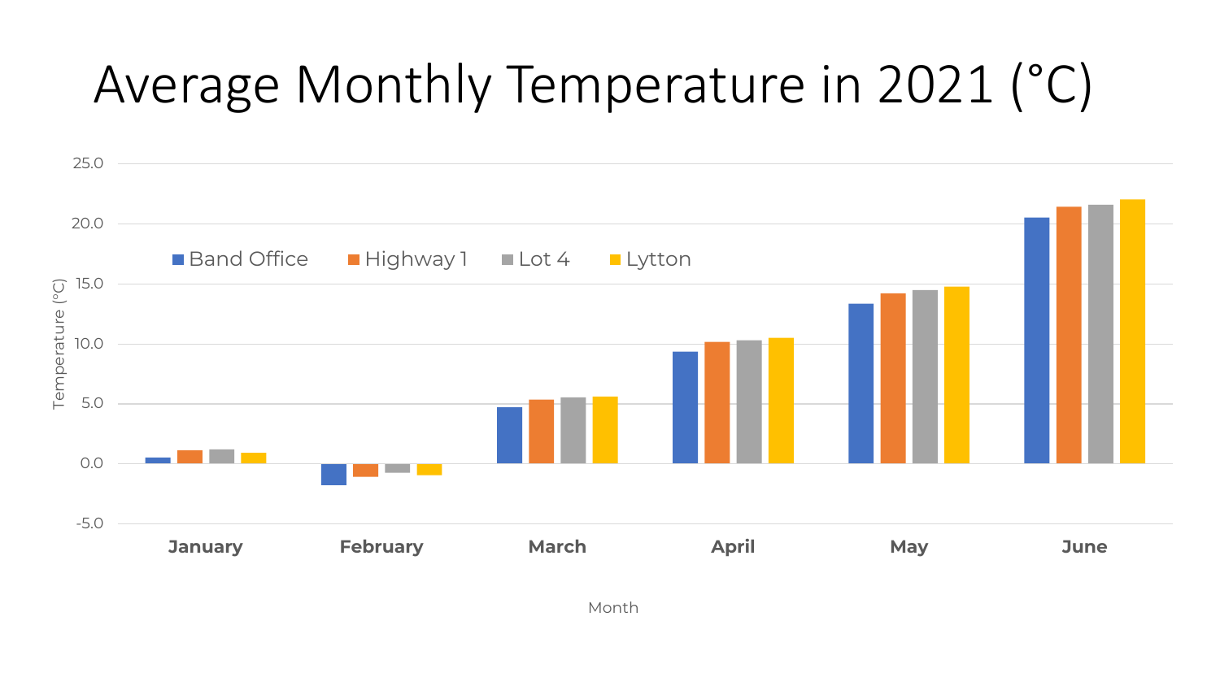# Average Monthly Temperature in 2021 (°C)

Band Office | Highway 1 | Lot 4 | Lytton

Temperature (°C)

25.0
20.0
15.0
10.0
5.0
0.0
-5.0

**January** **February** **March** **April** **May** **June**

Month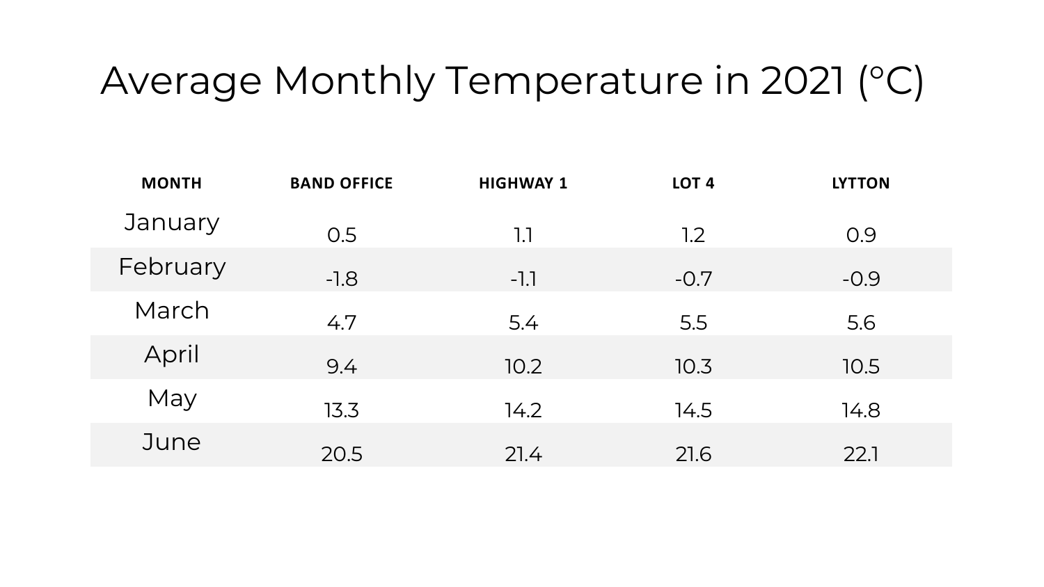# Average Monthly Temperature in 2021 (°C)

| MONTH | BAND OFFICE | HIGHWAY 1 | LOT 4 | LYTTON |
| --- | --- | --- | --- | --- |
| January | 0.5 | 1.1 | 1.2 | 0.9 |
| February | -1.8 | -1.1 | -0.7 | -0.9 |
| March | 4.7 | 5.4 | 5.5 | 5.6 |
| April | 9.4 | 10.2 | 10.3 | 10.5 |
| May | 13.3 | 14.2 | 14.5 | 14.8 |
| June | 20.5 | 21.4 | 21.6 | 22.1 |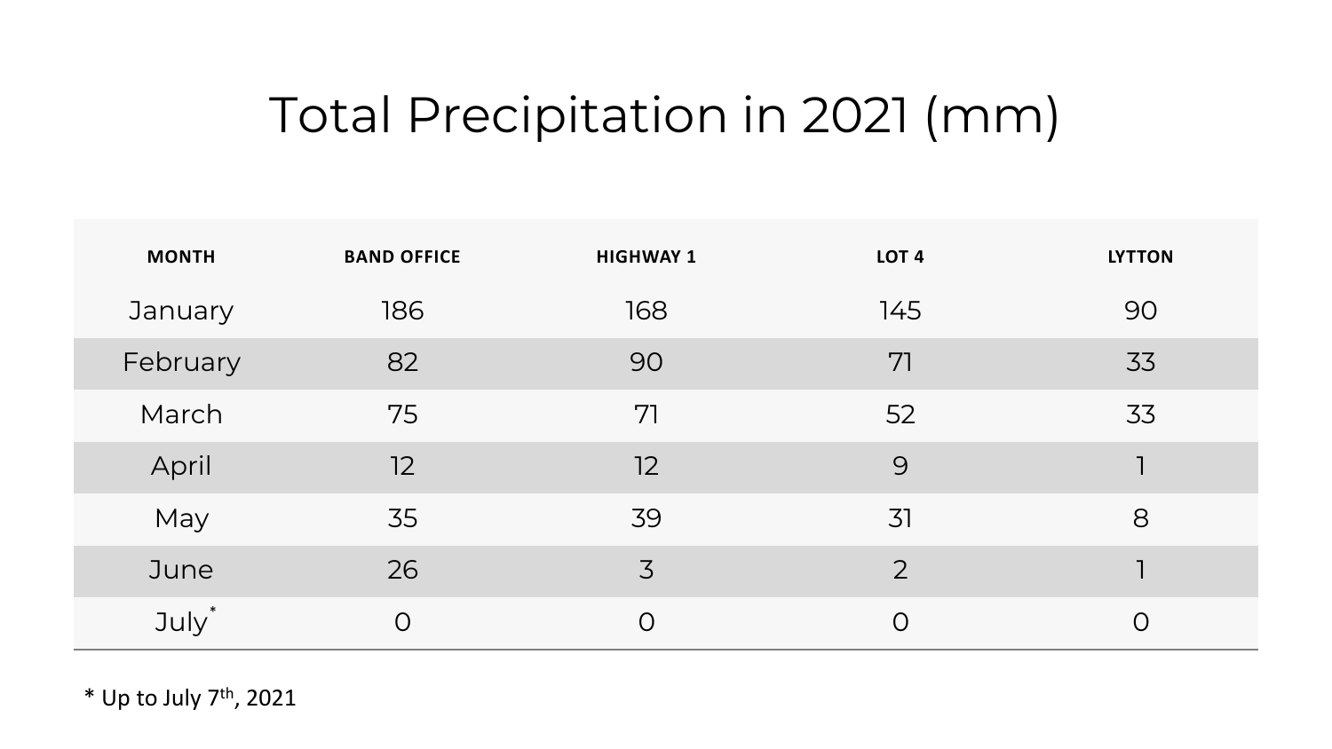# Total Precipitation in 2021 (mm)

| MONTH | BAND OFFICE | HIGHWAY 1 | LOT 4 | LYTTON |
|---|---|---|---|---|
| January | 186 | 168 | 145 | 90 |
| February | 82 | 90 | 71 | 33 |
| March | 75 | 71 | 52 | 33 |
| April | 12 | 12 | 9 | 1 |
| May | 35 | 39 | 31 | 8 |
| June | 26 | 3 | 2 | 1 |
| July* | 0 | 0 | 0 | 0 |

* Up to July 7th, 2021